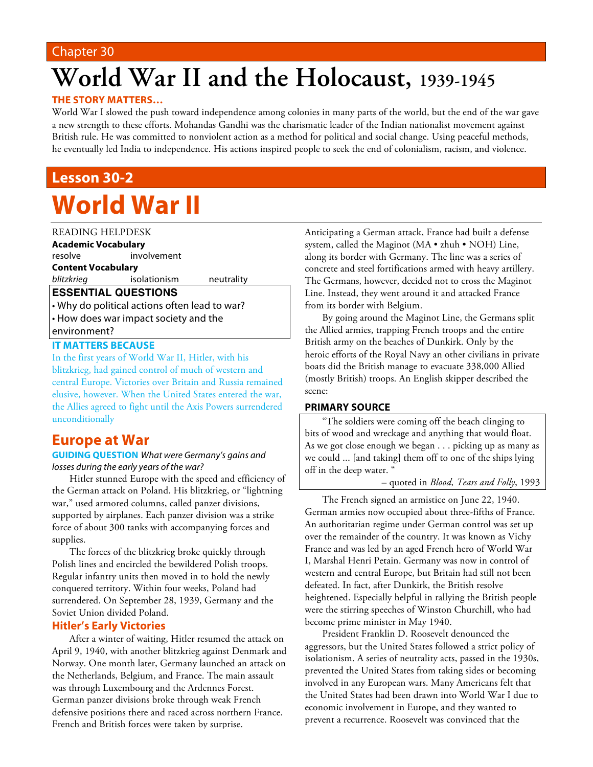Chapter 30

# World War II and the Holocaust, 1939-1945

**THE STORY MATTERS…**

World War I slowed the push toward independence among colonies in many parts of the world, but the end of the war gave a new strength to these efforts. Mohandas Gandhi was the charismatic leader of the Indian nationalist movement against British rule. He was committed to nonviolent action as a method for political and social change. Using peaceful methods, he eventually led India to independence. His actions inspired people to seek the end of colonialism, racism, and violence.

## Lesson 30-2

# World War II

READING HELPDESK

**Academic Vocabulary**

resolve    involvement

**Content Vocabulary**

*blitzkrieg*    isolationism    neutrality

**ESSENTIAL QUESTIONS**

- Why do political actions often lead to war?
- How does war impact society and the environment?

**IT MATTERS BECAUSE**

In the first years of World War II, Hitler, with his blitzkrieg, had gained control of much of western and central Europe. Victories over Britain and Russia remained elusive, however. When the United States entered the war, the Allies agreed to fight until the Axis Powers surrendered unconditionally

## Europe at War

**GUIDING QUESTION** *What were Germany's gains and losses during the early years of the war?*

Hitler stunned Europe with the speed and efficiency of the German attack on Poland. His blitzkrieg, or "lightning war," used armored columns, called panzer divisions, supported by airplanes. Each panzer division was a strike force of about 300 tanks with accompanying forces and supplies.

The forces of the blitzkrieg broke quickly through Polish lines and encircled the bewildered Polish troops. Regular infantry units then moved in to hold the newly conquered territory. Within four weeks, Poland had surrendered. On September 28, 1939, Germany and the Soviet Union divided Poland.

### Hitler's Early Victories

After a winter of waiting, Hitler resumed the attack on April 9, 1940, with another blitzkrieg against Denmark and Norway. One month later, Germany launched an attack on the Netherlands, Belgium, and France. The main assault was through Luxembourg and the Ardennes Forest. German panzer divisions broke through weak French defensive positions there and raced across northern France. French and British forces were taken by surprise.

Anticipating a German attack, France had built a defense system, called the Maginot (MA • zhuh • NOH) Line, along its border with Germany. The line was a series of concrete and steel fortifications armed with heavy artillery. The Germans, however, decided not to cross the Maginot Line. Instead, they went around it and attacked France from its border with Belgium.

By going around the Maginot Line, the Germans split the Allied armies, trapping French troops and the entire British army on the beaches of Dunkirk. Only by the heroic efforts of the Royal Navy an other civilians in private boats did the British manage to evacuate 338,000 Allied (mostly British) troops. An English skipper described the scene:

**PRIMARY SOURCE**

> "The soldiers were coming off the beach clinging to bits of wood and wreckage and anything that would float. As we got close enough we began . . . picking up as many as we could ... [and taking] them off to one of the ships lying off in the deep water. "
>
> – quoted in *Blood, Tears and Folly*, 1993

The French signed an armistice on June 22, 1940. German armies now occupied about three-fifths of France. An authoritarian regime under German control was set up over the remainder of the country. It was known as Vichy France and was led by an aged French hero of World War I, Marshal Henri Petain. Germany was now in control of western and central Europe, but Britain had still not been defeated. In fact, after Dunkirk, the British resolve heightened. Especially helpful in rallying the British people were the stirring speeches of Winston Churchill, who had become prime minister in May 1940.

President Franklin D. Roosevelt denounced the aggressors, but the United States followed a strict policy of isolationism. A series of neutrality acts, passed in the 1930s, prevented the United States from taking sides or becoming involved in any European wars. Many Americans felt that the United States had been drawn into World War I due to economic involvement in Europe, and they wanted to prevent a recurrence. Roosevelt was convinced that the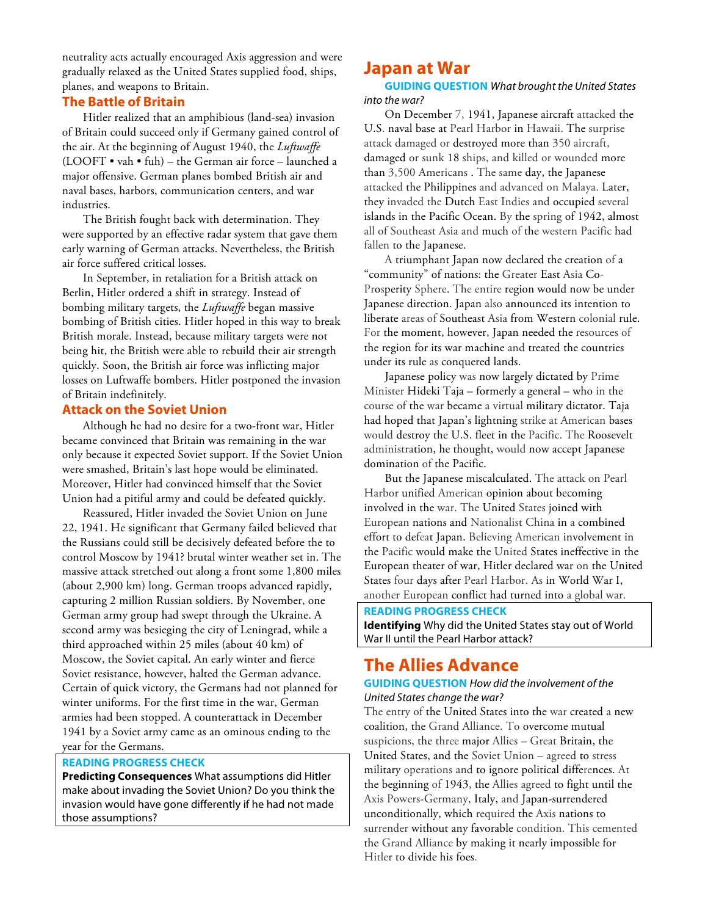neutrality acts actually encouraged Axis aggression and were gradually relaxed as the United States supplied food, ships, planes, and weapons to Britain.

### The Battle of Britain

Hitler realized that an amphibious (land-sea) invasion of Britain could succeed only if Germany gained control of the air. At the beginning of August 1940, the *Luftwaffe* (LOOFT • vah • fuh) – the German air force – launched a major offensive. German planes bombed British air and naval bases, harbors, communication centers, and war industries.

The British fought back with determination. They were supported by an effective radar system that gave them early warning of German attacks. Nevertheless, the British air force suffered critical losses.

In September, in retaliation for a British attack on Berlin, Hitler ordered a shift in strategy. Instead of bombing military targets, the *Luftwaffe* began massive bombing of British cities. Hitler hoped in this way to break British morale. Instead, because military targets were not being hit, the British were able to rebuild their air strength quickly. Soon, the British air force was inflicting major losses on Luftwaffe bombers. Hitler postponed the invasion of Britain indefinitely.

### Attack on the Soviet Union

Although he had no desire for a two-front war, Hitler became convinced that Britain was remaining in the war only because it expected Soviet support. If the Soviet Union were smashed, Britain's last hope would be eliminated. Moreover, Hitler had convinced himself that the Soviet Union had a pitiful army and could be defeated quickly.

Reassured, Hitler invaded the Soviet Union on June 22, 1941. He significant that Germany failed believed that the Russians could still be decisively defeated before the to control Moscow by 1941? brutal winter weather set in. The massive attack stretched out along a front some 1,800 miles (about 2,900 km) long. German troops advanced rapidly, capturing 2 million Russian soldiers. By November, one German army group had swept through the Ukraine. A second army was besieging the city of Leningrad, while a third approached within 25 miles (about 40 km) of Moscow, the Soviet capital. An early winter and fierce Soviet resistance, however, halted the German advance. Certain of quick victory, the Germans had not planned for winter uniforms. For the first time in the war, German armies had been stopped. A counterattack in December 1941 by a Soviet army came as an ominous ending to the year for the Germans.

**READING PROGRESS CHECK**

**Predicting Consequences** What assumptions did Hitler make about invading the Soviet Union? Do you think the invasion would have gone differently if he had not made those assumptions?

## Japan at War

**GUIDING QUESTION** *What brought the United States into the war?*

On December 7, 1941, Japanese aircraft attacked the U.S. naval base at Pearl Harbor in Hawaii. The surprise attack damaged or destroyed more than 350 aircraft, damaged or sunk 18 ships, and killed or wounded more than 3,500 Americans . The same day, the Japanese attacked the Philippines and advanced on Malaya. Later, they invaded the Dutch East Indies and occupied several islands in the Pacific Ocean. By the spring of 1942, almost all of Southeast Asia and much of the western Pacific had fallen to the Japanese.

A triumphant Japan now declared the creation of a "community" of nations: the Greater East Asia Co-Prosperity Sphere. The entire region would now be under Japanese direction. Japan also announced its intention to liberate areas of Southeast Asia from Western colonial rule. For the moment, however, Japan needed the resources of the region for its war machine and treated the countries under its rule as conquered lands.

Japanese policy was now largely dictated by Prime Minister Hideki Taja – formerly a general – who in the course of the war became a virtual military dictator. Taja had hoped that Japan's lightning strike at American bases would destroy the U.S. fleet in the Pacific. The Roosevelt administration, he thought, would now accept Japanese domination of the Pacific.

But the Japanese miscalculated. The attack on Pearl Harbor unified American opinion about becoming involved in the war. The United States joined with European nations and Nationalist China in a combined effort to defeat Japan. Believing American involvement in the Pacific would make the United States ineffective in the European theater of war, Hitler declared war on the United States four days after Pearl Harbor. As in World War I, another European conflict had turned into a global war.

**READING PROGRESS CHECK**

**Identifying** Why did the United States stay out of World War II until the Pearl Harbor attack?

## The Allies Advance

**GUIDING QUESTION** *How did the involvement of the United States change the war?*

The entry of the United States into the war created a new coalition, the Grand Alliance. To overcome mutual suspicions, the three major Allies – Great Britain, the United States, and the Soviet Union – agreed to stress military operations and to ignore political differences. At the beginning of 1943, the Allies agreed to fight until the Axis Powers-Germany, Italy, and Japan-surrendered unconditionally, which required the Axis nations to surrender without any favorable condition. This cemented the Grand Alliance by making it nearly impossible for Hitler to divide his foes.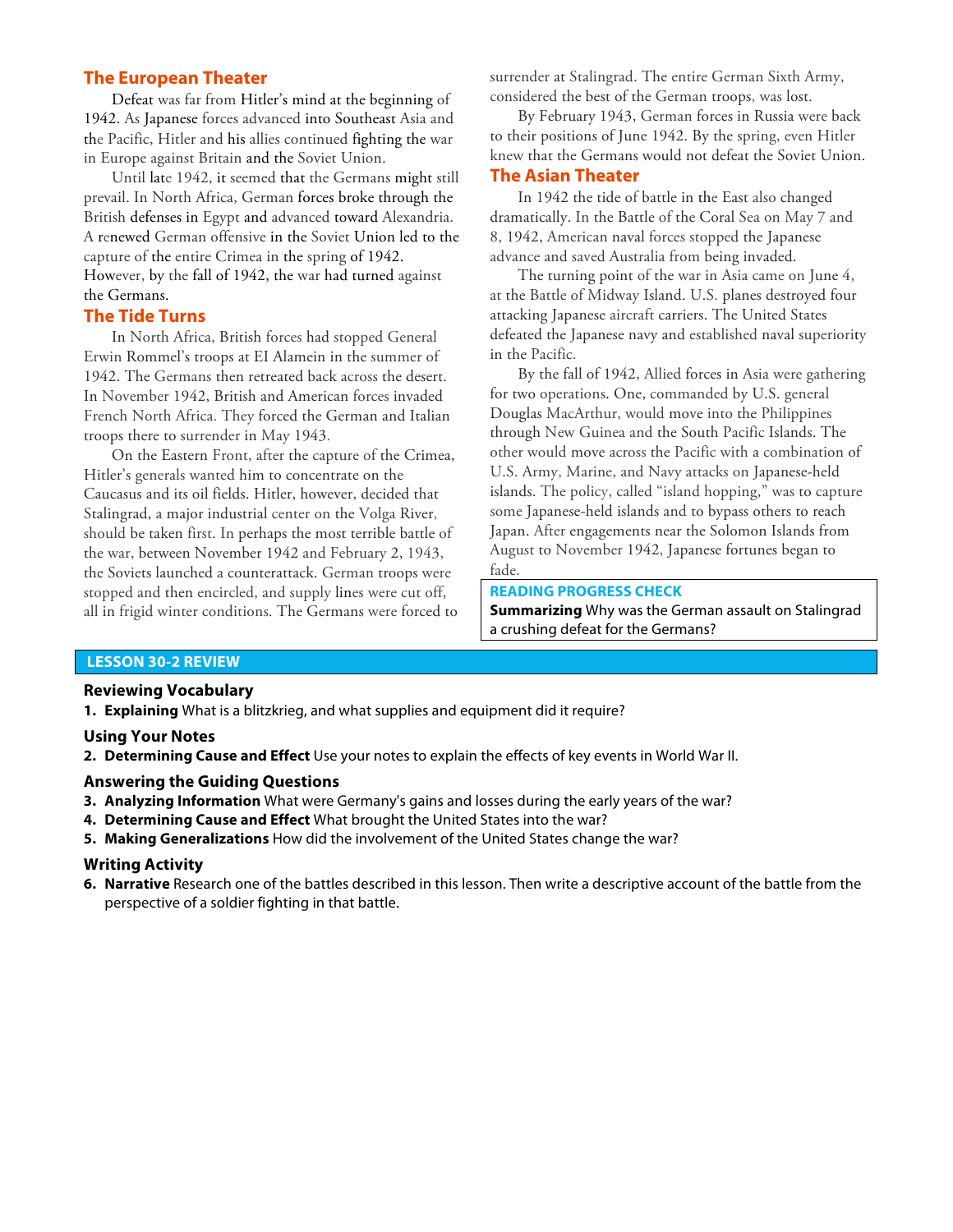## The European Theater

Defeat was far from Hitler's mind at the beginning of 1942. As Japanese forces advanced into Southeast Asia and the Pacific, Hitler and his allies continued fighting the war in Europe against Britain and the Soviet Union.

Until late 1942, it seemed that the Germans might still prevail. In North Africa, German forces broke through the British defenses in Egypt and advanced toward Alexandria. A renewed German offensive in the Soviet Union led to the capture of the entire Crimea in the spring of 1942. However, by the fall of 1942, the war had turned against the Germans.

## The Tide Turns

In North Africa, British forces had stopped General Erwin Rommel's troops at El Alamein in the summer of 1942. The Germans then retreated back across the desert. In November 1942, British and American forces invaded French North Africa. They forced the German and Italian troops there to surrender in May 1943.

On the Eastern Front, after the capture of the Crimea, Hitler's generals wanted him to concentrate on the Caucasus and its oil fields. Hitler, however, decided that Stalingrad, a major industrial center on the Volga River, should be taken first. In perhaps the most terrible battle of the war, between November 1942 and February 2, 1943, the Soviets launched a counterattack. German troops were stopped and then encircled, and supply lines were cut off, all in frigid winter conditions. The Germans were forced to surrender at Stalingrad. The entire German Sixth Army, considered the best of the German troops, was lost.

By February 1943, German forces in Russia were back to their positions of June 1942. By the spring, even Hitler knew that the Germans would not defeat the Soviet Union.

## The Asian Theater

In 1942 the tide of battle in the East also changed dramatically. In the Battle of the Coral Sea on May 7 and 8, 1942, American naval forces stopped the Japanese advance and saved Australia from being invaded.

The turning point of the war in Asia came on June 4, at the Battle of Midway Island. U.S. planes destroyed four attacking Japanese aircraft carriers. The United States defeated the Japanese navy and established naval superiority in the Pacific.

By the fall of 1942, Allied forces in Asia were gathering for two operations. One, commanded by U.S. general Douglas MacArthur, would move into the Philippines through New Guinea and the South Pacific Islands. The other would move across the Pacific with a combination of U.S. Army, Marine, and Navy attacks on Japanese-held islands. The policy, called "island hopping," was to capture some Japanese-held islands and to bypass others to reach Japan. After engagements near the Solomon Islands from August to November 1942, Japanese fortunes began to fade.

**READING PROGRESS CHECK**

**Summarizing** Why was the German assault on Stalingrad a crushing defeat for the Germans?

## LESSON 30-2 REVIEW

### Reviewing Vocabulary

1. **Explaining** What is a blitzkrieg, and what supplies and equipment did it require?

### Using Your Notes

2. **Determining Cause and Effect** Use your notes to explain the effects of key events in World War II.

### Answering the Guiding Questions

3. **Analyzing Information** What were Germany's gains and losses during the early years of the war?
4. **Determining Cause and Effect** What brought the United States into the war?
5. **Making Generalizations** How did the involvement of the United States change the war?

### Writing Activity

6. **Narrative** Research one of the battles described in this lesson. Then write a descriptive account of the battle from the perspective of a soldier fighting in that battle.